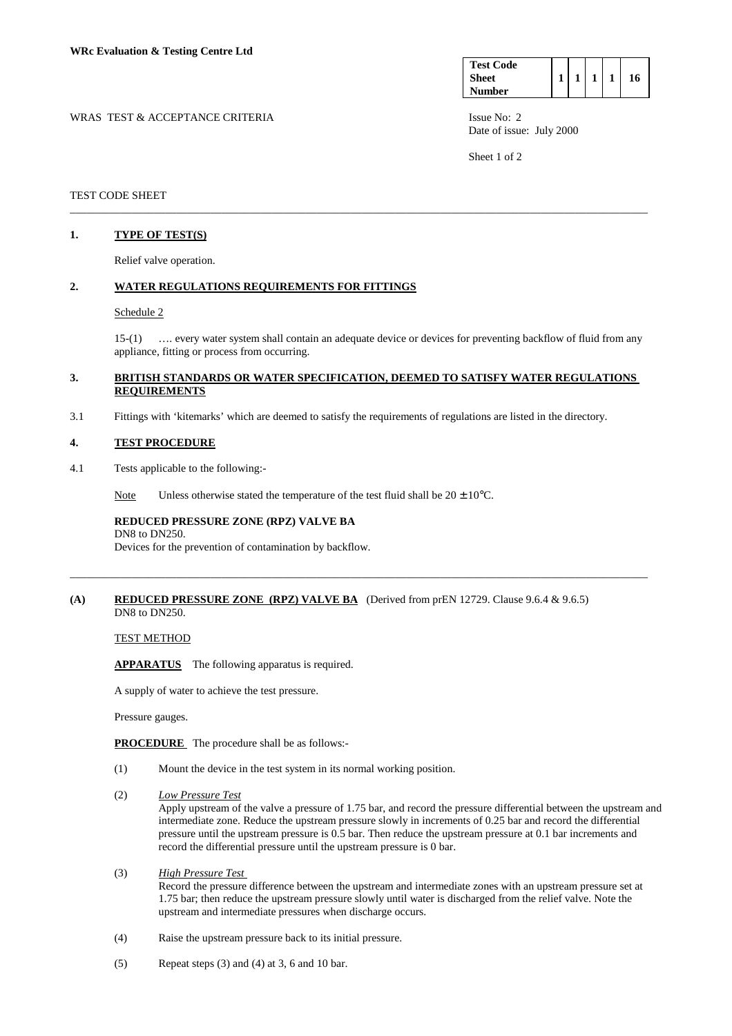**WRc Evaluation & Testing Centre Ltd**

| Test Code Sheet Number | 1 | 1 | 1 | 1 | 16 |
|---|---|---|---|---|---|

WRAS TEST & ACCEPTANCE CRITERIA

Issue No: 2
Date of issue: July 2000

TEST CODE SHEET

---

## 1. TYPE OF TEST(S)

Relief valve operation.

## 2. WATER REGULATIONS REQUIREMENTS FOR FITTINGS

Schedule 2

15-(1) …. every water system shall contain an adequate device or devices for preventing backflow of fluid from any appliance, fitting or process from occurring.

## 3. BRITISH STANDARDS OR WATER SPECIFICATION, DEEMED TO SATISFY WATER REGULATIONS REQUIREMENTS

3.1 Fittings with 'kitemarks' which are deemed to satisfy the requirements of regulations are listed in the directory.

## 4. TEST PROCEDURE

4.1 Tests applicable to the following:-

Note Unless otherwise stated the temperature of the test fluid shall be 20 ± 10°C.

**REDUCED PRESSURE ZONE (RPZ) VALVE BA**
DN8 to DN250.
Devices for the prevention of contamination by backflow.

---

## (A) REDUCED PRESSURE ZONE (RPZ) VALVE BA (Derived from prEN 12729. Clause 9.6.4 & 9.6.5)

DN8 to DN250.

TEST METHOD

**APPARATUS** The following apparatus is required.

A supply of water to achieve the test pressure.

Pressure gauges.

**PROCEDURE** The procedure shall be as follows:-

(1) Mount the device in the test system in its normal working position.

(2) *Low Pressure Test*
Apply upstream of the valve a pressure of 1.75 bar, and record the pressure differential between the upstream and intermediate zone. Reduce the upstream pressure slowly in increments of 0.25 bar and record the differential pressure until the upstream pressure is 0.5 bar. Then reduce the upstream pressure at 0.1 bar increments and record the differential pressure until the upstream pressure is 0 bar.

(3) *High Pressure Test*
Record the pressure difference between the upstream and intermediate zones with an upstream pressure set at 1.75 bar; then reduce the upstream pressure slowly until water is discharged from the relief valve. Note the upstream and intermediate pressures when discharge occurs.

(4) Raise the upstream pressure back to its initial pressure.

(5) Repeat steps (3) and (4) at 3, 6 and 10 bar.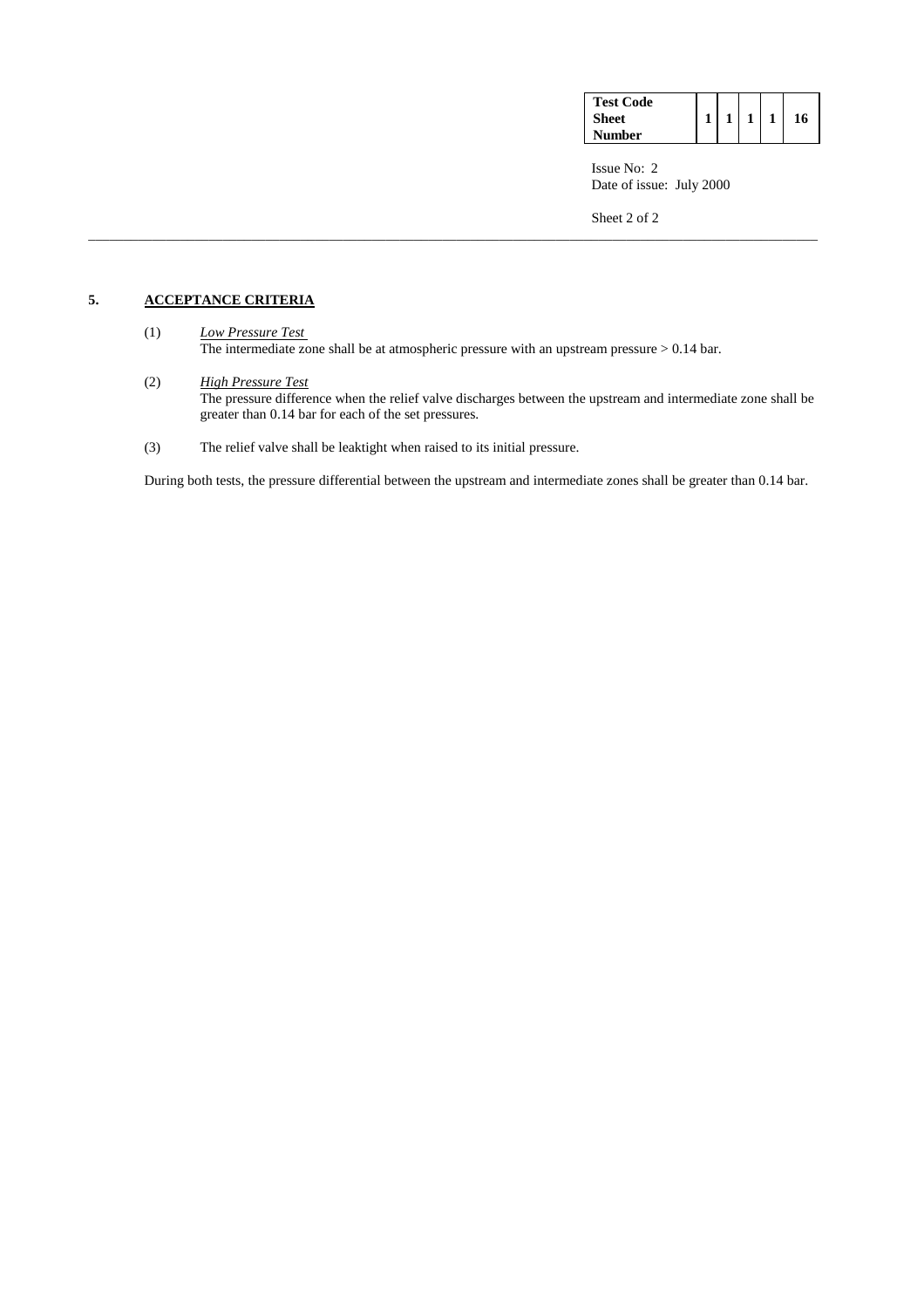| Test Code Sheet Number | 1 | 1 | 1 | 1 | 16 |
|---|---|---|---|---|---|

Issue No: 2
Date of issue: July 2000

## 5. ACCEPTANCE CRITERIA

(1) *Low Pressure Test*
The intermediate zone shall be at atmospheric pressure with an upstream pressure > 0.14 bar.

(2) *High Pressure Test*
The pressure difference when the relief valve discharges between the upstream and intermediate zone shall be greater than 0.14 bar for each of the set pressures.

(3) The relief valve shall be leaktight when raised to its initial pressure.

During both tests, the pressure differential between the upstream and intermediate zones shall be greater than 0.14 bar.